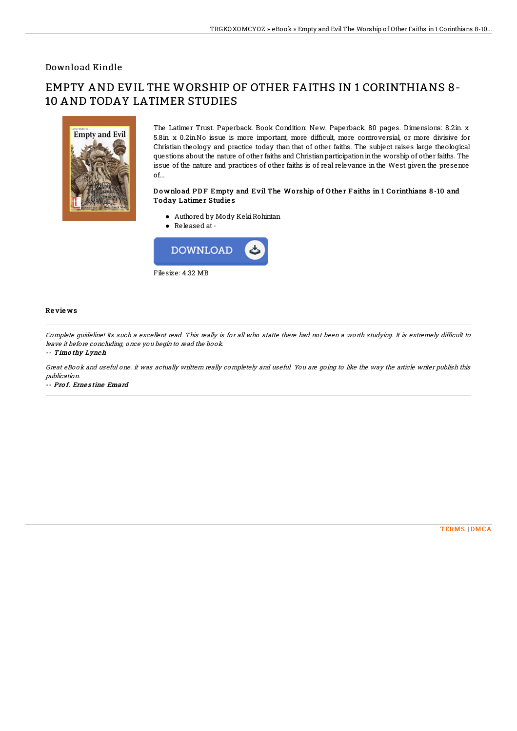## Download Kindle

# EMPTY AND EVIL THE WORSHIP OF OTHER FAITHS IN 1 CORINTHIANS 8-10 AND TODAY LATIMER STUDIES

The Latimer Trust. Paperback. Book Condition: New. Paperback. 80 pages. Dimensions: 8.2in. x 5.8in. x 0.2in.No issue is more important, more difficult, more controversial, or more divisive for Christian theology and practice today than that of other faiths. The subject raises large theological questions about the nature of other faiths and Christian participation in the worship of other faiths. The issue of the nature and practices of other faiths is of real relevance in the West given the presence of...

### Download PDF Empty and Evil The Worship of Other Faiths in 1 Corinthians 8-10 and Today Latimer Studies

- Authored by Mody Keki Rohintan
- Released at -

DOWNLOAD

Filesize: 4.32 MB

### Reviews

*Complete guideline! Its such a excellent read. This really is for all who statte there had not been a worth studying. It is extremely difficult to leave it before concluding, once you begin to read the book.*

-- *Timothy Lynch*

*Great eBook and useful one. it was actually writtern really completely and useful. You are going to like the way the article writer publish this publication.*

-- *Prof. Ernestine Emard*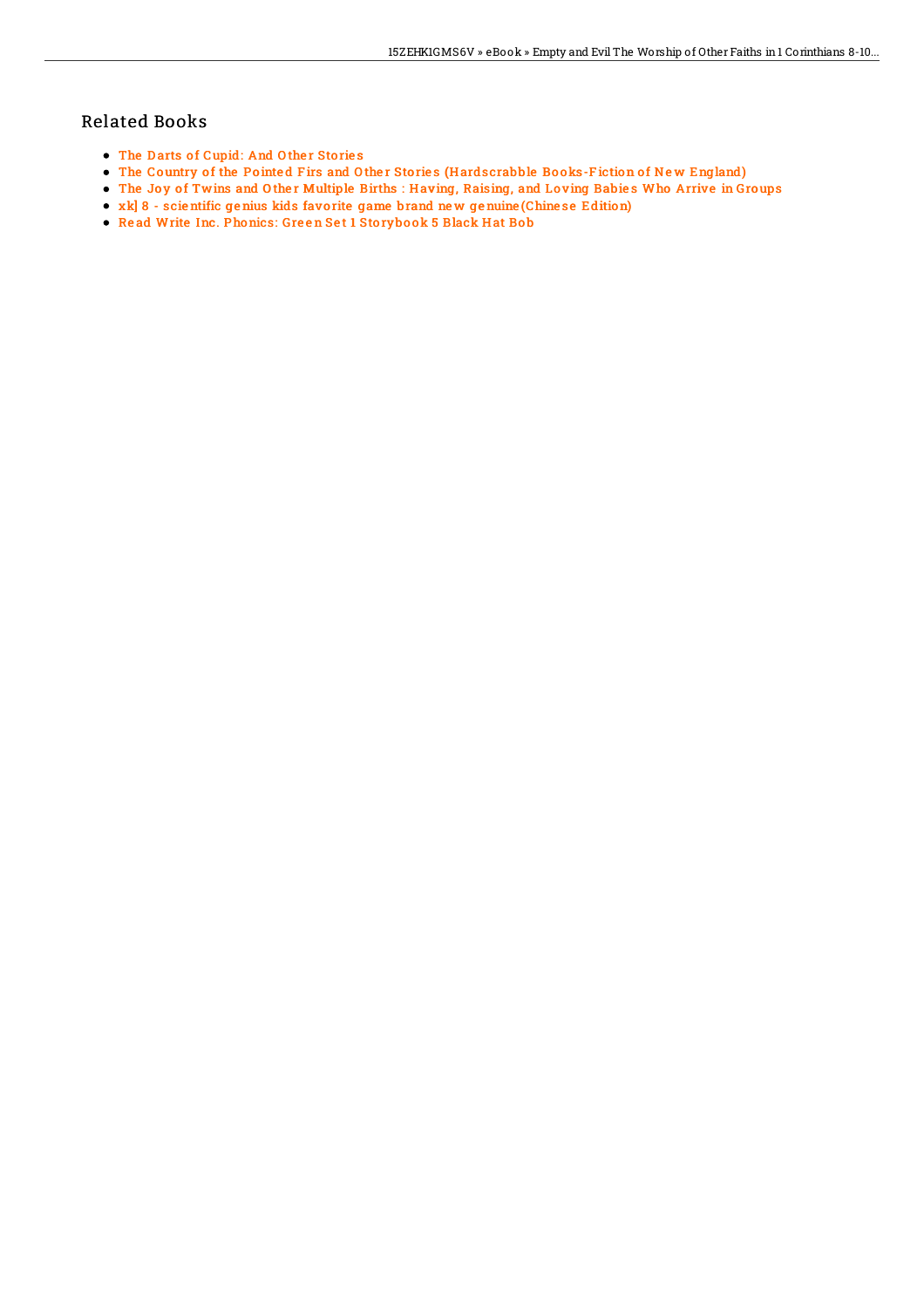## Related Books

- The Darts of Cupid: And Other Stories
- The Country of the Pointed Firs and Other Stories (Hardscrabble Books-Fiction of New England)
- The Joy of Twins and Other Multiple Births : Having, Raising, and Loving Babies Who Arrive in Groups
- xk] 8 - scientific genius kids favorite game brand new genuine(Chinese Edition)
- Read Write Inc. Phonics: Green Set 1 Storybook 5 Black Hat Bob